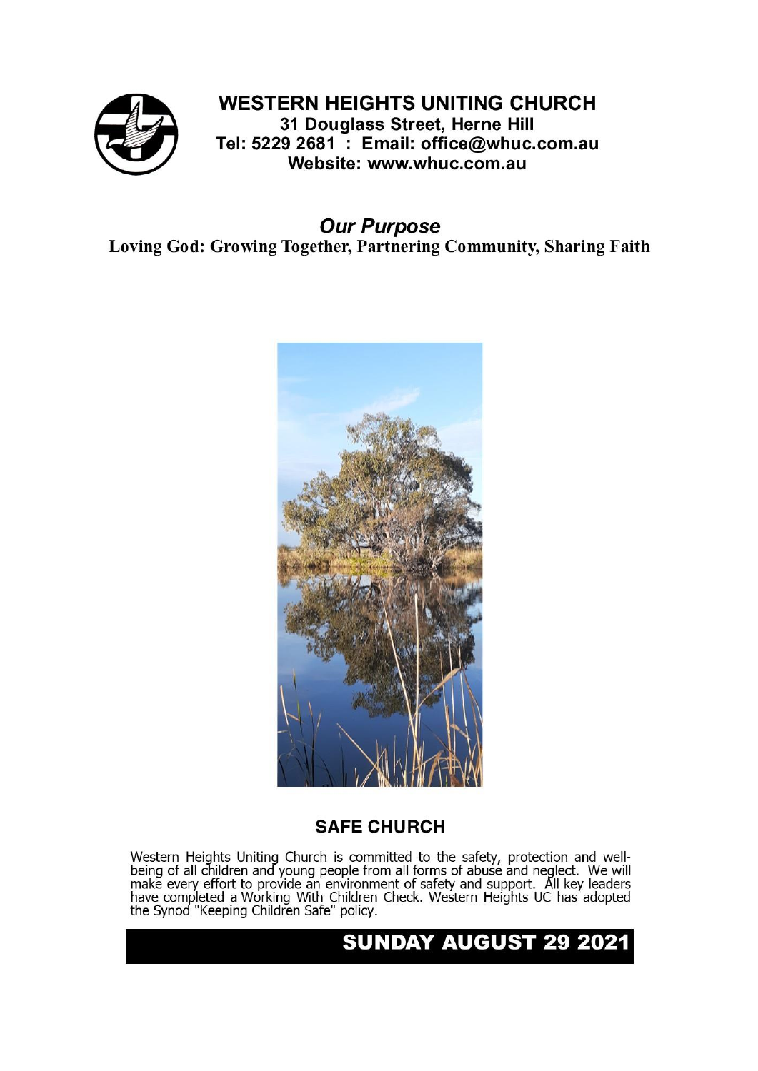# WESTERN HEIGHTS UNITING CHURCH

**31 Douglass Street, Herne Hill**
**Tel: 5229 2681 : Email: office@whuc.com.au**
**Website: www.whuc.com.au**

## *Our Purpose*

**Loving God: Growing Together, Partnering Community, Sharing Faith**

## SAFE CHURCH

Western Heights Uniting Church is committed to the safety, protection and well-being of all children and young people from all forms of abuse and neglect. We will make every effort to provide an environment of safety and support. All key leaders have completed a Working With Children Check. Western Heights UC has adopted the Synod "Keeping Children Safe" policy.

## SUNDAY AUGUST 29 2021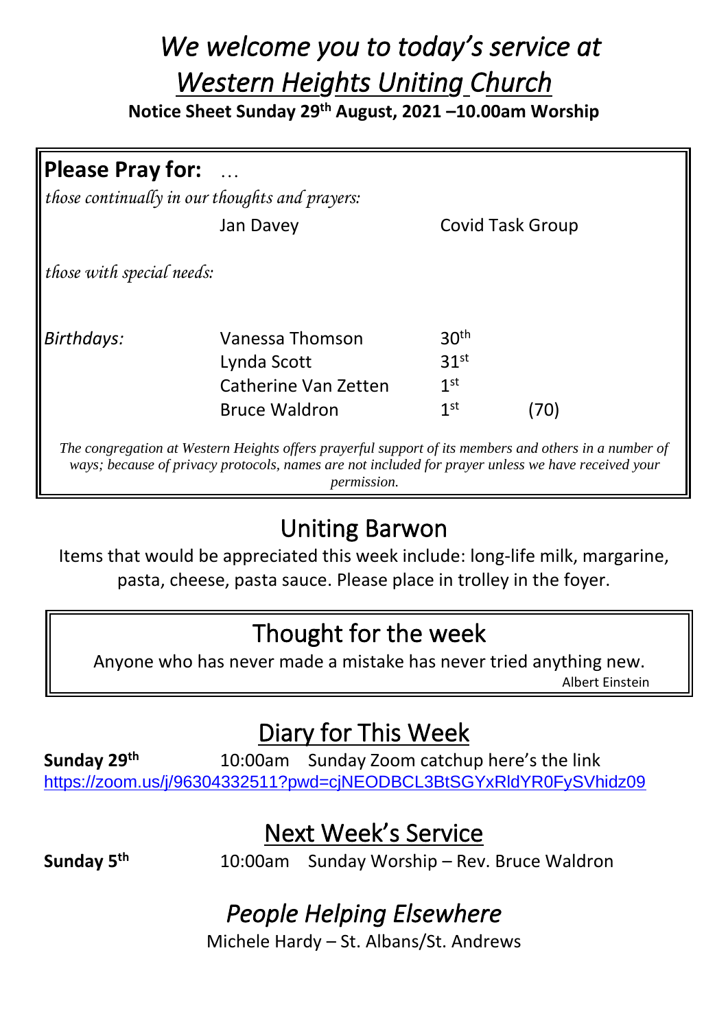# *We welcome you to today's service at Western Heights Uniting Church*

**Notice Sheet Sunday 29th August, 2021 –10.00am Worship**

## Please Pray for: …

*those continually in our thoughts and prayers:*

| | | |
|---|---|---|
| | Jan Davey | Covid Task Group |

*those with special needs:*

| | | | |
|---|---|---|---|
| *Birthdays:* | Vanessa Thomson | 30th | |
| | Lynda Scott | 31st | |
| | Catherine Van Zetten | 1st | |
| | Bruce Waldron | 1st | (70) |

*The congregation at Western Heights offers prayerful support of its members and others in a number of ways; because of privacy protocols, names are not included for prayer unless we have received your permission.*

## Uniting Barwon

Items that would be appreciated this week include: long-life milk, margarine, pasta, cheese, pasta sauce. Please place in trolley in the foyer.

## Thought for the week

Anyone who has never made a mistake has never tried anything new.

Albert Einstein

## Diary for This Week

**Sunday 29th** 10:00am Sunday Zoom catchup here's the link https://zoom.us/j/96304332511?pwd=cjNEODBCL3BtSGYxRldYR0FySVhidz09

## Next Week's Service

**Sunday 5th** 10:00am Sunday Worship – Rev. Bruce Waldron

## *People Helping Elsewhere*

Michele Hardy – St. Albans/St. Andrews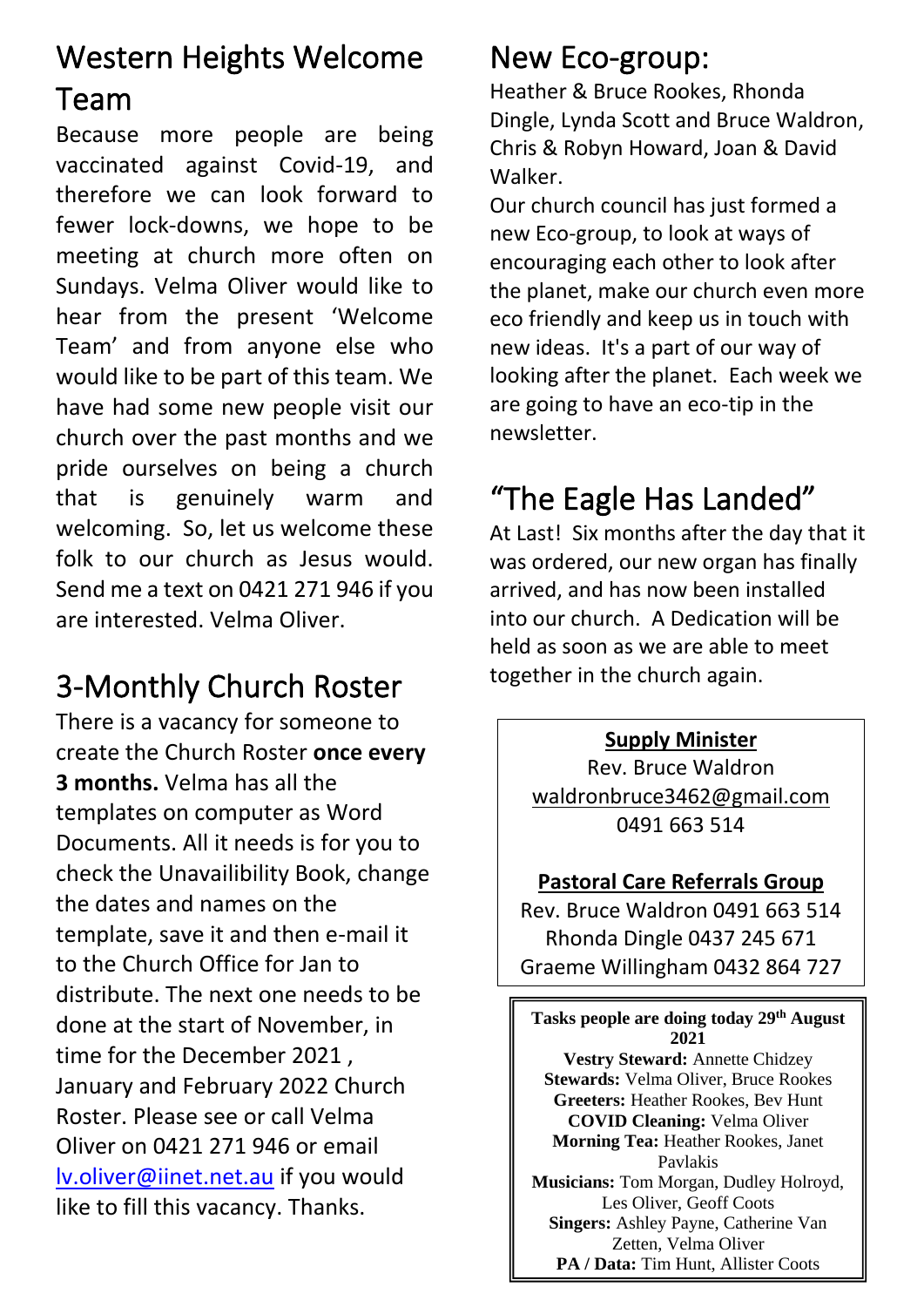## Western Heights Welcome Team

Because more people are being vaccinated against Covid-19, and therefore we can look forward to fewer lock-downs, we hope to be meeting at church more often on Sundays. Velma Oliver would like to hear from the present 'Welcome Team' and from anyone else who would like to be part of this team. We have had some new people visit our church over the past months and we pride ourselves on being a church that is genuinely warm and welcoming. So, let us welcome these folk to our church as Jesus would. Send me a text on 0421 271 946 if you are interested. Velma Oliver.

## 3-Monthly Church Roster

There is a vacancy for someone to create the Church Roster **once every 3 months.** Velma has all the templates on computer as Word Documents. All it needs is for you to check the Unavailibility Book, change the dates and names on the template, save it and then e-mail it to the Church Office for Jan to distribute. The next one needs to be done at the start of November, in time for the December 2021 , January and February 2022 Church Roster. Please see or call Velma Oliver on 0421 271 946 or email lv.oliver@iinet.net.au if you would like to fill this vacancy. Thanks.

## New Eco-group:

Heather & Bruce Rookes, Rhonda Dingle, Lynda Scott and Bruce Waldron, Chris & Robyn Howard, Joan & David Walker.

Our church council has just formed a new Eco-group, to look at ways of encouraging each other to look after the planet, make our church even more eco friendly and keep us in touch with new ideas. It's a part of our way of looking after the planet. Each week we are going to have an eco-tip in the newsletter.

## "The Eagle Has Landed"

At Last! Six months after the day that it was ordered, our new organ has finally arrived, and has now been installed into our church. A Dedication will be held as soon as we are able to meet together in the church again.

**Supply Minister**

Rev. Bruce Waldron
waldronbruce3462@gmail.com
0491 663 514

**Pastoral Care Referrals Group**

Rev. Bruce Waldron 0491 663 514
Rhonda Dingle 0437 245 671
Graeme Willingham 0432 864 727

**Tasks people are doing today 29th August 2021**

**Vestry Steward:** Annette Chidzey
**Stewards:** Velma Oliver, Bruce Rookes
**Greeters:** Heather Rookes, Bev Hunt
**COVID Cleaning:** Velma Oliver
**Morning Tea:** Heather Rookes, Janet Pavlakis
**Musicians:** Tom Morgan, Dudley Holroyd, Les Oliver, Geoff Coots
**Singers:** Ashley Payne, Catherine Van Zetten, Velma Oliver
**PA / Data:** Tim Hunt, Allister Coots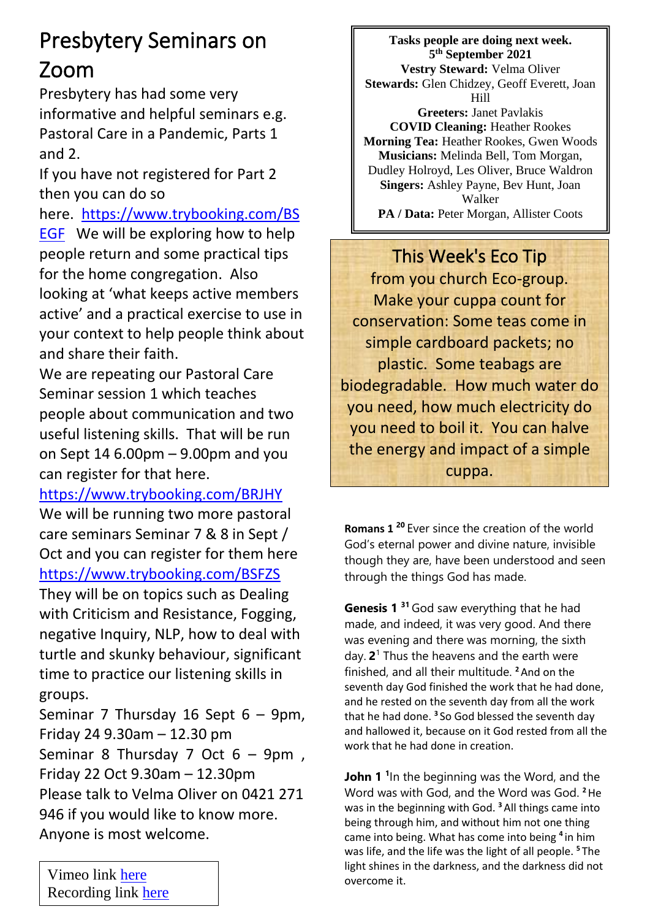# Presbytery Seminars on Zoom

Presbytery has had some very informative and helpful seminars e.g. Pastoral Care in a Pandemic, Parts 1 and 2.

If you have not registered for Part 2 then you can do so here. https://www.trybooking.com/BSEGF We will be exploring how to help people return and some practical tips for the home congregation. Also looking at 'what keeps active members active' and a practical exercise to use in your context to help people think about and share their faith.

We are repeating our Pastoral Care Seminar session 1 which teaches people about communication and two useful listening skills. That will be run on Sept 14 6.00pm – 9.00pm and you can register for that here. https://www.trybooking.com/BRJHY

We will be running two more pastoral care seminars Seminar 7 & 8 in Sept / Oct and you can register for them here https://www.trybooking.com/BSFZS

They will be on topics such as Dealing with Criticism and Resistance, Fogging, negative Inquiry, NLP, how to deal with turtle and skunky behaviour, significant time to practice our listening skills in groups.

Seminar 7 Thursday 16 Sept 6 – 9pm, Friday 24 9.30am – 12.30 pm

Seminar 8 Thursday 7 Oct 6 – 9pm , Friday 22 Oct 9.30am – 12.30pm

Please talk to Velma Oliver on 0421 271 946 if you would like to know more. Anyone is most welcome.

Vimeo link here
Recording link here

**Tasks people are doing next week.**
**5th September 2021**
**Vestry Steward:** Velma Oliver
**Stewards:** Glen Chidzey, Geoff Everett, Joan Hill
**Greeters:** Janet Pavlakis
**COVID Cleaning:** Heather Rookes
**Morning Tea:** Heather Rookes, Gwen Woods
**Musicians:** Melinda Bell, Tom Morgan, Dudley Holroyd, Les Oliver, Bruce Waldron
**Singers:** Ashley Payne, Bev Hunt, Joan Walker
**PA / Data:** Peter Morgan, Allister Coots

## This Week's Eco Tip

from you church Eco-group. Make your cuppa count for conservation: Some teas come in simple cardboard packets; no plastic. Some teabags are biodegradable. How much water do you need, how much electricity do you need to boil it. You can halve the energy and impact of a simple cuppa.

**Romans 1** **20** Ever since the creation of the world God's eternal power and divine nature, invisible though they are, have been understood and seen through the things God has made.

**Genesis 1** **31** God saw everything that he had made, and indeed, it was very good. And there was evening and there was morning, the sixth day. **2**[1] Thus the heavens and the earth were finished, and all their multitude. **2** And on the seventh day God finished the work that he had done, and he rested on the seventh day from all the work that he had done. **3** So God blessed the seventh day and hallowed it, because on it God rested from all the work that he had done in creation.

**John 1** **1** In the beginning was the Word, and the Word was with God, and the Word was God. **2** He was in the beginning with God. **3** All things came into being through him, and without him not one thing came into being. What has come into being **4** in him was life, and the life was the light of all people. **5** The light shines in the darkness, and the darkness did not overcome it.